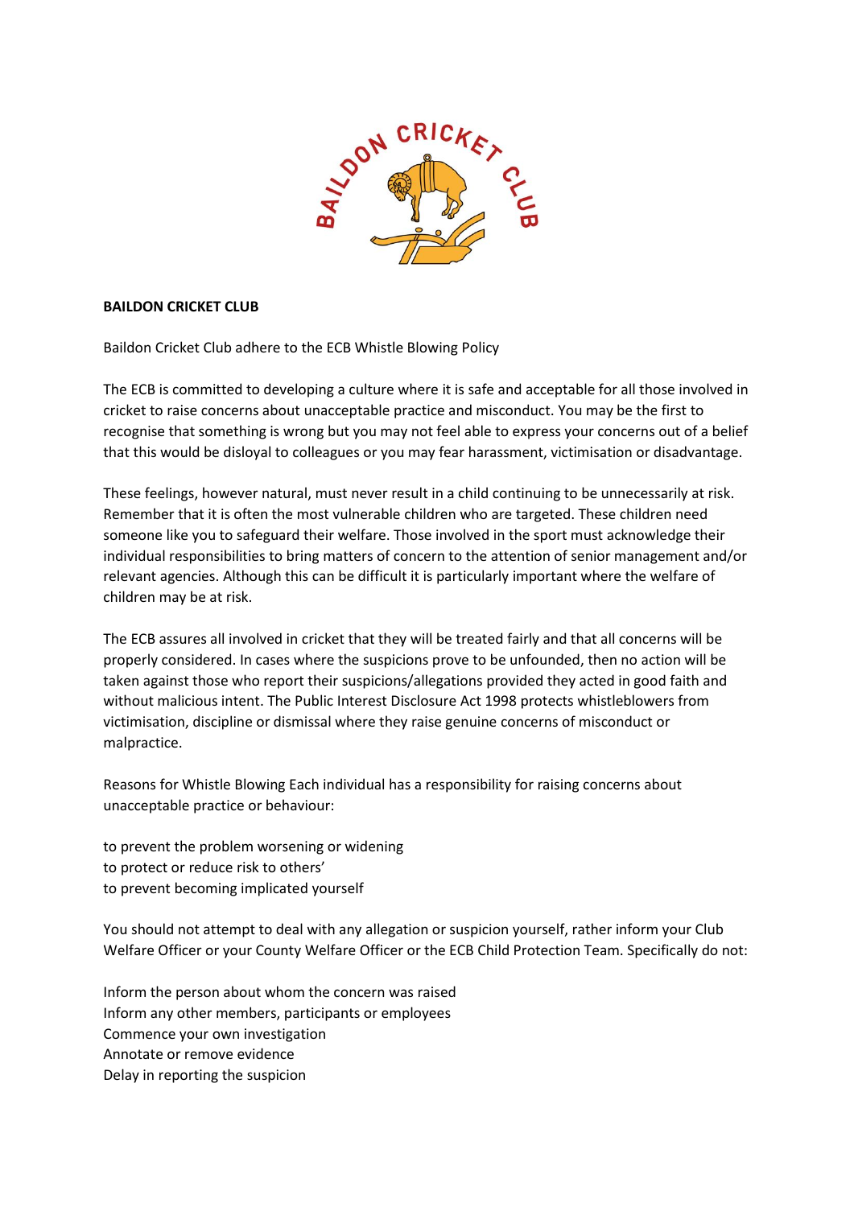**BAILDON CRICKET CLUB**

Baildon Cricket Club adhere to the ECB Whistle Blowing Policy

The ECB is committed to developing a culture where it is safe and acceptable for all those involved in cricket to raise concerns about unacceptable practice and misconduct. You may be the first to recognise that something is wrong but you may not feel able to express your concerns out of a belief that this would be disloyal to colleagues or you may fear harassment, victimisation or disadvantage.

These feelings, however natural, must never result in a child continuing to be unnecessarily at risk. Remember that it is often the most vulnerable children who are targeted. These children need someone like you to safeguard their welfare. Those involved in the sport must acknowledge their individual responsibilities to bring matters of concern to the attention of senior management and/or relevant agencies. Although this can be difficult it is particularly important where the welfare of children may be at risk.

The ECB assures all involved in cricket that they will be treated fairly and that all concerns will be properly considered. In cases where the suspicions prove to be unfounded, then no action will be taken against those who report their suspicions/allegations provided they acted in good faith and without malicious intent. The Public Interest Disclosure Act 1998 protects whistleblowers from victimisation, discipline or dismissal where they raise genuine concerns of misconduct or malpractice.

Reasons for Whistle Blowing Each individual has a responsibility for raising concerns about unacceptable practice or behaviour:

to prevent the problem worsening or widening
to protect or reduce risk to others'
to prevent becoming implicated yourself

You should not attempt to deal with any allegation or suspicion yourself, rather inform your Club Welfare Officer or your County Welfare Officer or the ECB Child Protection Team. Specifically do not:

Inform the person about whom the concern was raised
Inform any other members, participants or employees
Commence your own investigation
Annotate or remove evidence
Delay in reporting the suspicion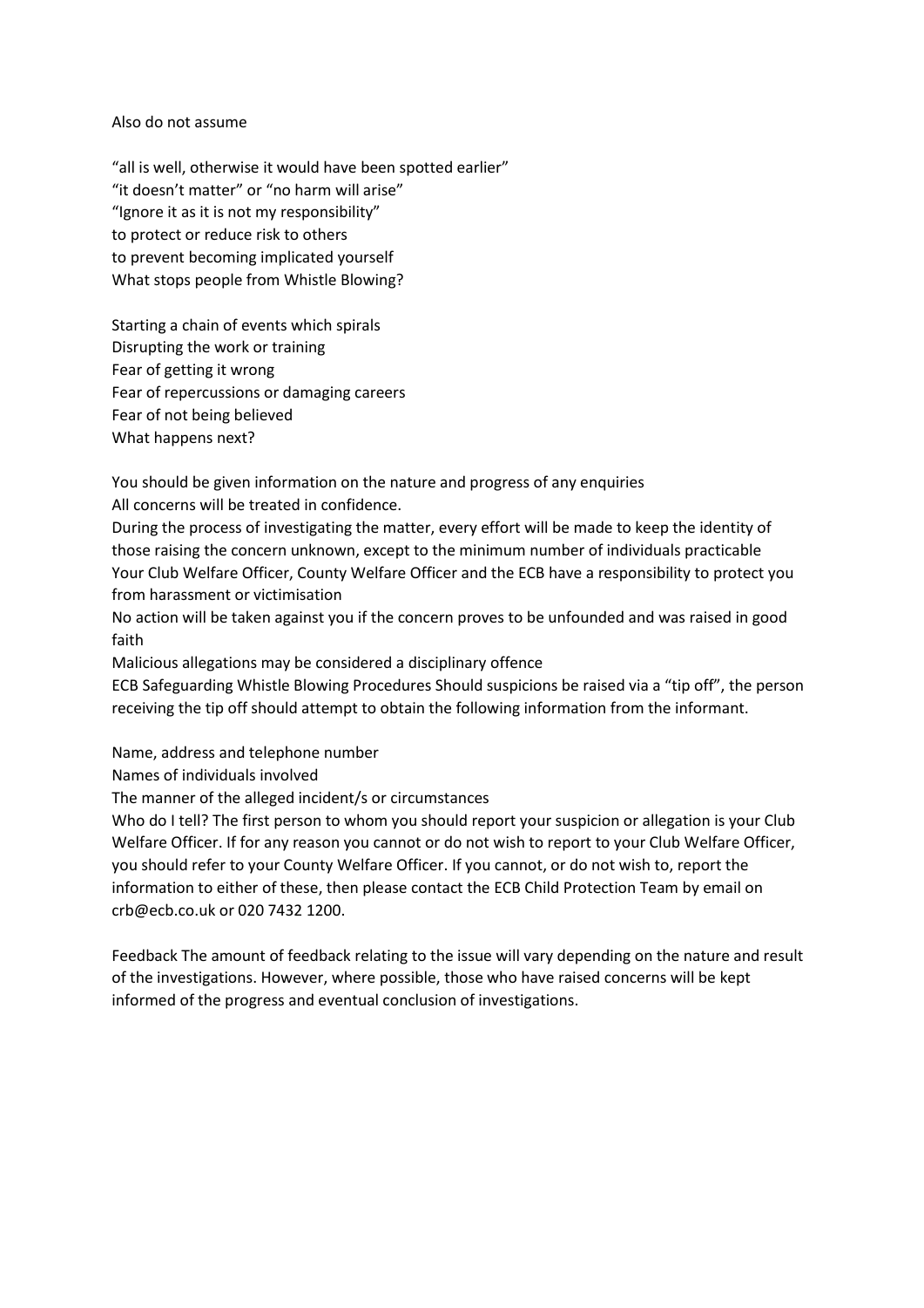Also do not assume

"all is well, otherwise it would have been spotted earlier"
"it doesn't matter" or "no harm will arise"
"Ignore it as it is not my responsibility"
to protect or reduce risk to others
to prevent becoming implicated yourself
What stops people from Whistle Blowing?

Starting a chain of events which spirals
Disrupting the work or training
Fear of getting it wrong
Fear of repercussions or damaging careers
Fear of not being believed
What happens next?

You should be given information on the nature and progress of any enquiries
All concerns will be treated in confidence.
During the process of investigating the matter, every effort will be made to keep the identity of those raising the concern unknown, except to the minimum number of individuals practicable
Your Club Welfare Officer, County Welfare Officer and the ECB have a responsibility to protect you from harassment or victimisation
No action will be taken against you if the concern proves to be unfounded and was raised in good faith
Malicious allegations may be considered a disciplinary offence
ECB Safeguarding Whistle Blowing Procedures Should suspicions be raised via a "tip off", the person receiving the tip off should attempt to obtain the following information from the informant.

Name, address and telephone number
Names of individuals involved
The manner of the alleged incident/s or circumstances
Who do I tell? The first person to whom you should report your suspicion or allegation is your Club Welfare Officer. If for any reason you cannot or do not wish to report to your Club Welfare Officer, you should refer to your County Welfare Officer. If you cannot, or do not wish to, report the information to either of these, then please contact the ECB Child Protection Team by email on crb@ecb.co.uk or 020 7432 1200.

Feedback The amount of feedback relating to the issue will vary depending on the nature and result of the investigations. However, where possible, those who have raised concerns will be kept informed of the progress and eventual conclusion of investigations.